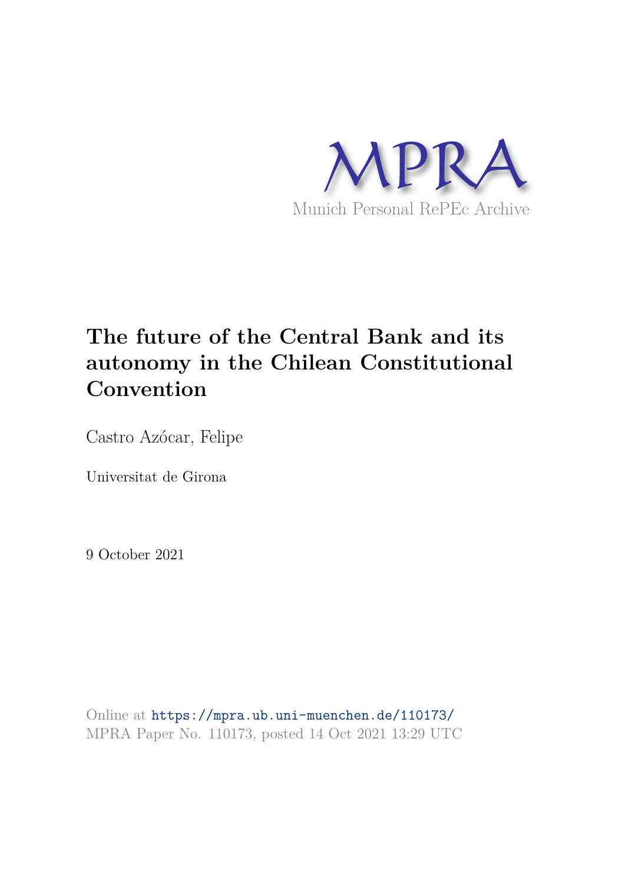MPRA

Munich Personal RePEc Archive

# The future of the Central Bank and its autonomy in the Chilean Constitutional Convention

Castro Azócar, Felipe

Universitat de Girona

9 October 2021

Online at https://mpra.ub.uni-muenchen.de/110173/
MPRA Paper No. 110173, posted 14 Oct 2021 13:29 UTC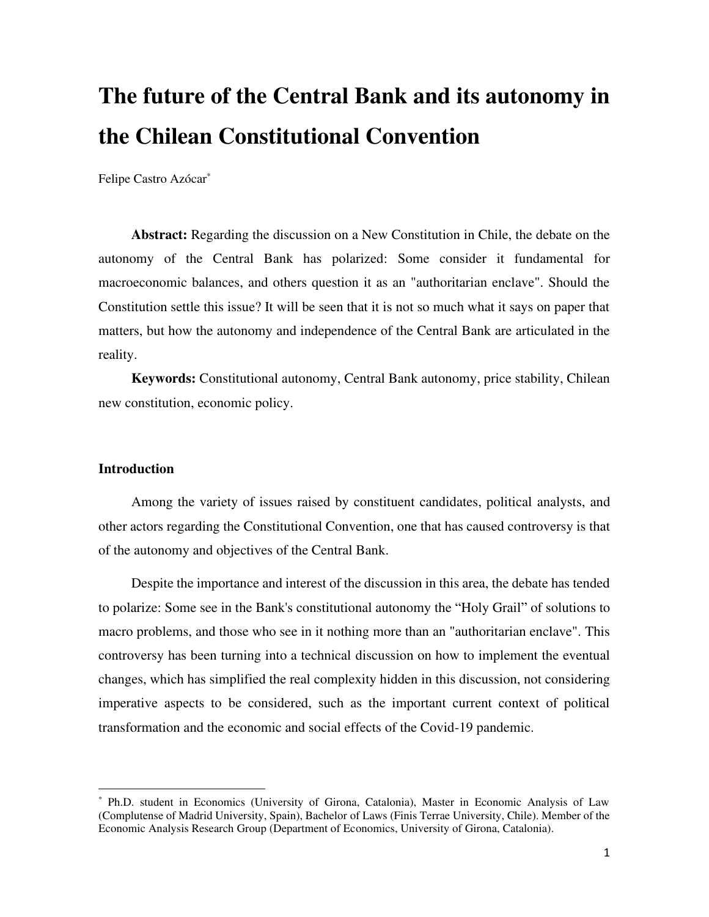# The future of the Central Bank and its autonomy in the Chilean Constitutional Convention

Felipe Castro Azócar[*]

**Abstract:** Regarding the discussion on a New Constitution in Chile, the debate on the autonomy of the Central Bank has polarized: Some consider it fundamental for macroeconomic balances, and others question it as an "authoritarian enclave". Should the Constitution settle this issue? It will be seen that it is not so much what it says on paper that matters, but how the autonomy and independence of the Central Bank are articulated in the reality.

**Keywords:** Constitutional autonomy, Central Bank autonomy, price stability, Chilean new constitution, economic policy.

## Introduction

Among the variety of issues raised by constituent candidates, political analysts, and other actors regarding the Constitutional Convention, one that has caused controversy is that of the autonomy and objectives of the Central Bank.

Despite the importance and interest of the discussion in this area, the debate has tended to polarize: Some see in the Bank's constitutional autonomy the "Holy Grail" of solutions to macro problems, and those who see in it nothing more than an "authoritarian enclave". This controversy has been turning into a technical discussion on how to implement the eventual changes, which has simplified the real complexity hidden in this discussion, not considering imperative aspects to be considered, such as the important current context of political transformation and the economic and social effects of the Covid-19 pandemic.

[*] Ph.D. student in Economics (University of Girona, Catalonia), Master in Economic Analysis of Law (Complutense of Madrid University, Spain), Bachelor of Laws (Finis Terrae University, Chile). Member of the Economic Analysis Research Group (Department of Economics, University of Girona, Catalonia).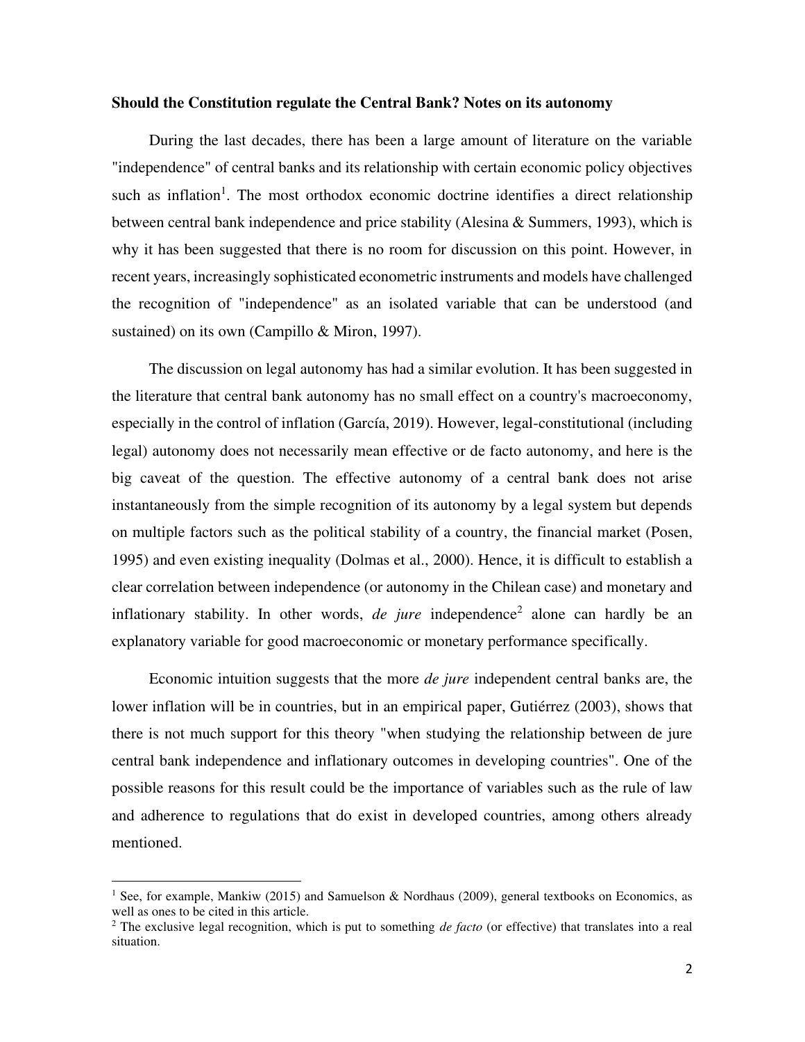**Should the Constitution regulate the Central Bank? Notes on its autonomy**

During the last decades, there has been a large amount of literature on the variable "independence" of central banks and its relationship with certain economic policy objectives such as inflation[1]. The most orthodox economic doctrine identifies a direct relationship between central bank independence and price stability (Alesina & Summers, 1993), which is why it has been suggested that there is no room for discussion on this point. However, in recent years, increasingly sophisticated econometric instruments and models have challenged the recognition of "independence" as an isolated variable that can be understood (and sustained) on its own (Campillo & Miron, 1997).

The discussion on legal autonomy has had a similar evolution. It has been suggested in the literature that central bank autonomy has no small effect on a country's macroeconomy, especially in the control of inflation (García, 2019). However, legal-constitutional (including legal) autonomy does not necessarily mean effective or de facto autonomy, and here is the big caveat of the question. The effective autonomy of a central bank does not arise instantaneously from the simple recognition of its autonomy by a legal system but depends on multiple factors such as the political stability of a country, the financial market (Posen, 1995) and even existing inequality (Dolmas et al., 2000). Hence, it is difficult to establish a clear correlation between independence (or autonomy in the Chilean case) and monetary and inflationary stability. In other words, *de jure* independence[2] alone can hardly be an explanatory variable for good macroeconomic or monetary performance specifically.

Economic intuition suggests that the more *de jure* independent central banks are, the lower inflation will be in countries, but in an empirical paper, Gutiérrez (2003), shows that there is not much support for this theory "when studying the relationship between de jure central bank independence and inflationary outcomes in developing countries". One of the possible reasons for this result could be the importance of variables such as the rule of law and adherence to regulations that do exist in developed countries, among others already mentioned.

[1] See, for example, Mankiw (2015) and Samuelson & Nordhaus (2009), general textbooks on Economics, as well as ones to be cited in this article.

[2] The exclusive legal recognition, which is put to something *de facto* (or effective) that translates into a real situation.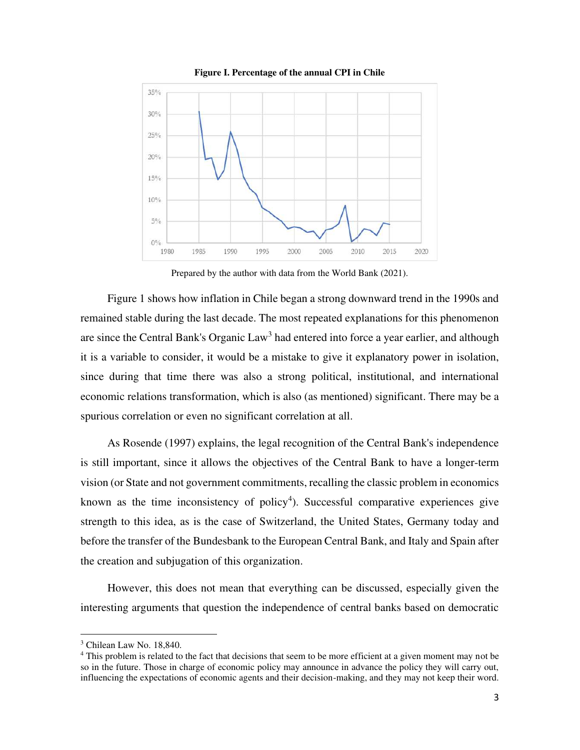**Figure I. Percentage of the annual CPI in Chile**

Prepared by the author with data from the World Bank (2021).

Figure 1 shows how inflation in Chile began a strong downward trend in the 1990s and remained stable during the last decade. The most repeated explanations for this phenomenon are since the Central Bank's Organic Law[3] had entered into force a year earlier, and although it is a variable to consider, it would be a mistake to give it explanatory power in isolation, since during that time there was also a strong political, institutional, and international economic relations transformation, which is also (as mentioned) significant. There may be a spurious correlation or even no significant correlation at all.

As Rosende (1997) explains, the legal recognition of the Central Bank's independence is still important, since it allows the objectives of the Central Bank to have a longer-term vision (or State and not government commitments, recalling the classic problem in economics known as the time inconsistency of policy[4]). Successful comparative experiences give strength to this idea, as is the case of Switzerland, the United States, Germany today and before the transfer of the Bundesbank to the European Central Bank, and Italy and Spain after the creation and subjugation of this organization.

However, this does not mean that everything can be discussed, especially given the interesting arguments that question the independence of central banks based on democratic

[3] Chilean Law No. 18,840.

[4] This problem is related to the fact that decisions that seem to be more efficient at a given moment may not be so in the future. Those in charge of economic policy may announce in advance the policy they will carry out, influencing the expectations of economic agents and their decision-making, and they may not keep their word.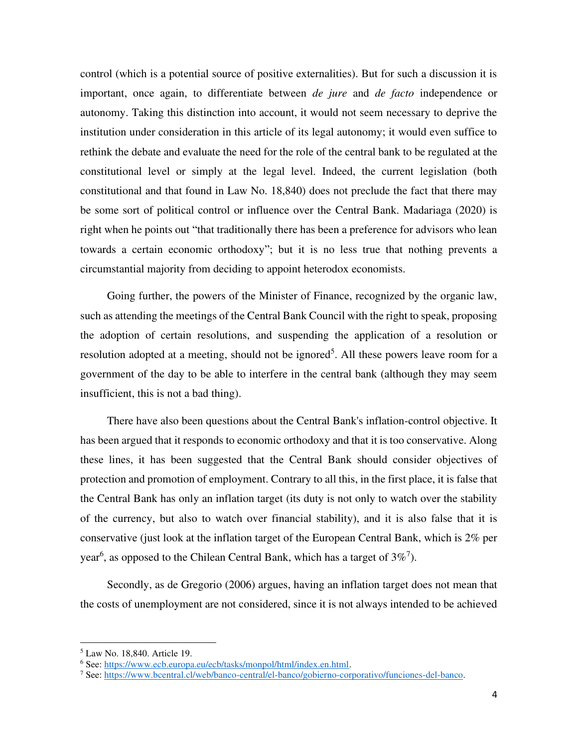control (which is a potential source of positive externalities). But for such a discussion it is important, once again, to differentiate between *de jure* and *de facto* independence or autonomy. Taking this distinction into account, it would not seem necessary to deprive the institution under consideration in this article of its legal autonomy; it would even suffice to rethink the debate and evaluate the need for the role of the central bank to be regulated at the constitutional level or simply at the legal level. Indeed, the current legislation (both constitutional and that found in Law No. 18,840) does not preclude the fact that there may be some sort of political control or influence over the Central Bank. Madariaga (2020) is right when he points out "that traditionally there has been a preference for advisors who lean towards a certain economic orthodoxy"; but it is no less true that nothing prevents a circumstantial majority from deciding to appoint heterodox economists.

Going further, the powers of the Minister of Finance, recognized by the organic law, such as attending the meetings of the Central Bank Council with the right to speak, proposing the adoption of certain resolutions, and suspending the application of a resolution or resolution adopted at a meeting, should not be ignored[5]. All these powers leave room for a government of the day to be able to interfere in the central bank (although they may seem insufficient, this is not a bad thing).

There have also been questions about the Central Bank's inflation-control objective. It has been argued that it responds to economic orthodoxy and that it is too conservative. Along these lines, it has been suggested that the Central Bank should consider objectives of protection and promotion of employment. Contrary to all this, in the first place, it is false that the Central Bank has only an inflation target (its duty is not only to watch over the stability of the currency, but also to watch over financial stability), and it is also false that it is conservative (just look at the inflation target of the European Central Bank, which is 2% per year[6], as opposed to the Chilean Central Bank, which has a target of 3%[7]).

Secondly, as de Gregorio (2006) argues, having an inflation target does not mean that the costs of unemployment are not considered, since it is not always intended to be achieved

---

[5] Law No. 18,840. Article 19.

[6] See: https://www.ecb.europa.eu/ecb/tasks/monpol/html/index.en.html.

[7] See: https://www.bcentral.cl/web/banco-central/el-banco/gobierno-corporativo/funciones-del-banco.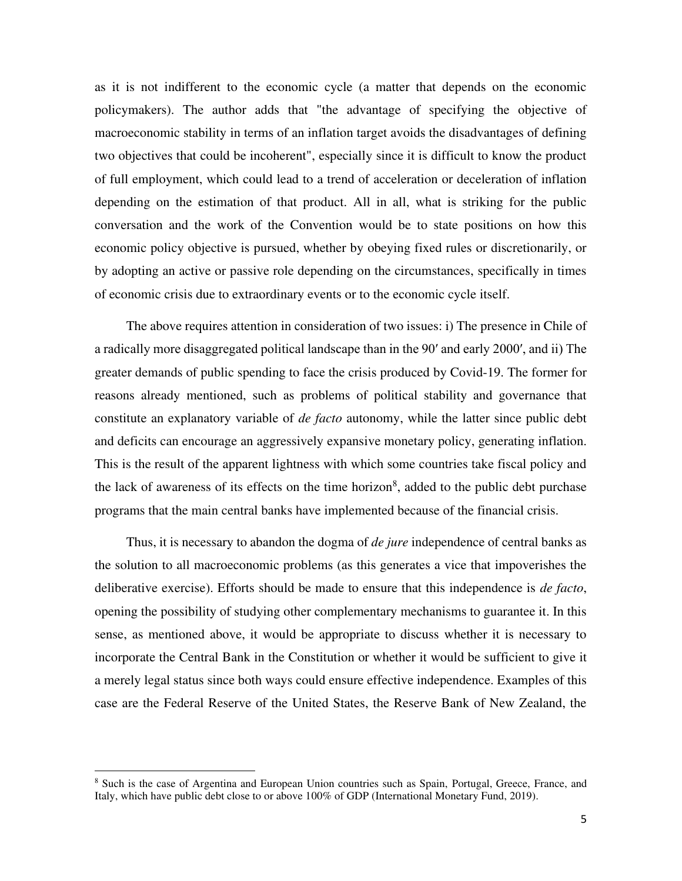as it is not indifferent to the economic cycle (a matter that depends on the economic policymakers). The author adds that "the advantage of specifying the objective of macroeconomic stability in terms of an inflation target avoids the disadvantages of defining two objectives that could be incoherent", especially since it is difficult to know the product of full employment, which could lead to a trend of acceleration or deceleration of inflation depending on the estimation of that product. All in all, what is striking for the public conversation and the work of the Convention would be to state positions on how this economic policy objective is pursued, whether by obeying fixed rules or discretionarily, or by adopting an active or passive role depending on the circumstances, specifically in times of economic crisis due to extraordinary events or to the economic cycle itself.

The above requires attention in consideration of two issues: i) The presence in Chile of a radically more disaggregated political landscape than in the 90′ and early 2000′, and ii) The greater demands of public spending to face the crisis produced by Covid-19. The former for reasons already mentioned, such as problems of political stability and governance that constitute an explanatory variable of *de facto* autonomy, while the latter since public debt and deficits can encourage an aggressively expansive monetary policy, generating inflation. This is the result of the apparent lightness with which some countries take fiscal policy and the lack of awareness of its effects on the time horizon[8], added to the public debt purchase programs that the main central banks have implemented because of the financial crisis.

Thus, it is necessary to abandon the dogma of *de jure* independence of central banks as the solution to all macroeconomic problems (as this generates a vice that impoverishes the deliberative exercise). Efforts should be made to ensure that this independence is *de facto*, opening the possibility of studying other complementary mechanisms to guarantee it. In this sense, as mentioned above, it would be appropriate to discuss whether it is necessary to incorporate the Central Bank in the Constitution or whether it would be sufficient to give it a merely legal status since both ways could ensure effective independence. Examples of this case are the Federal Reserve of the United States, the Reserve Bank of New Zealand, the

[8] Such is the case of Argentina and European Union countries such as Spain, Portugal, Greece, France, and Italy, which have public debt close to or above 100% of GDP (International Monetary Fund, 2019).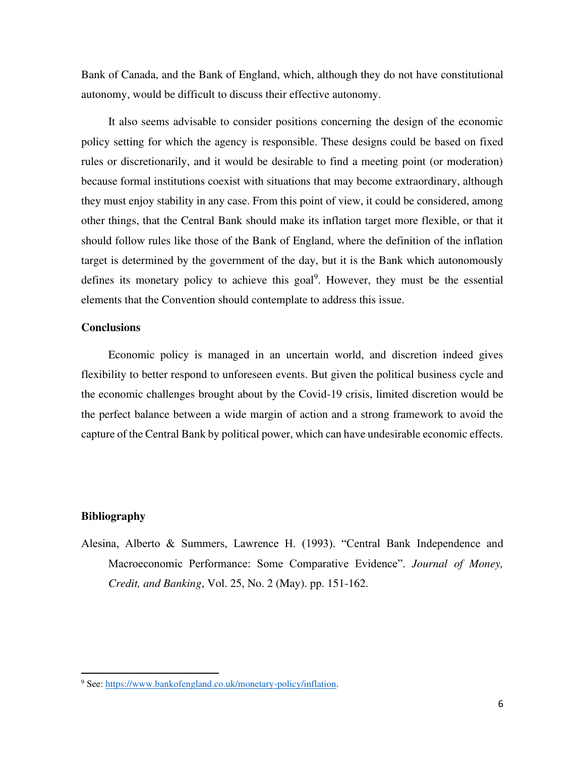Bank of Canada, and the Bank of England, which, although they do not have constitutional autonomy, would be difficult to discuss their effective autonomy.

It also seems advisable to consider positions concerning the design of the economic policy setting for which the agency is responsible. These designs could be based on fixed rules or discretionarily, and it would be desirable to find a meeting point (or moderation) because formal institutions coexist with situations that may become extraordinary, although they must enjoy stability in any case. From this point of view, it could be considered, among other things, that the Central Bank should make its inflation target more flexible, or that it should follow rules like those of the Bank of England, where the definition of the inflation target is determined by the government of the day, but it is the Bank which autonomously defines its monetary policy to achieve this goal[9]. However, they must be the essential elements that the Convention should contemplate to address this issue.

## Conclusions

Economic policy is managed in an uncertain world, and discretion indeed gives flexibility to better respond to unforeseen events. But given the political business cycle and the economic challenges brought about by the Covid-19 crisis, limited discretion would be the perfect balance between a wide margin of action and a strong framework to avoid the capture of the Central Bank by political power, which can have undesirable economic effects.

## Bibliography

Alesina, Alberto & Summers, Lawrence H. (1993). "Central Bank Independence and Macroeconomic Performance: Some Comparative Evidence". *Journal of Money, Credit, and Banking*, Vol. 25, No. 2 (May). pp. 151-162.

---

[9] See: https://www.bankofengland.co.uk/monetary-policy/inflation.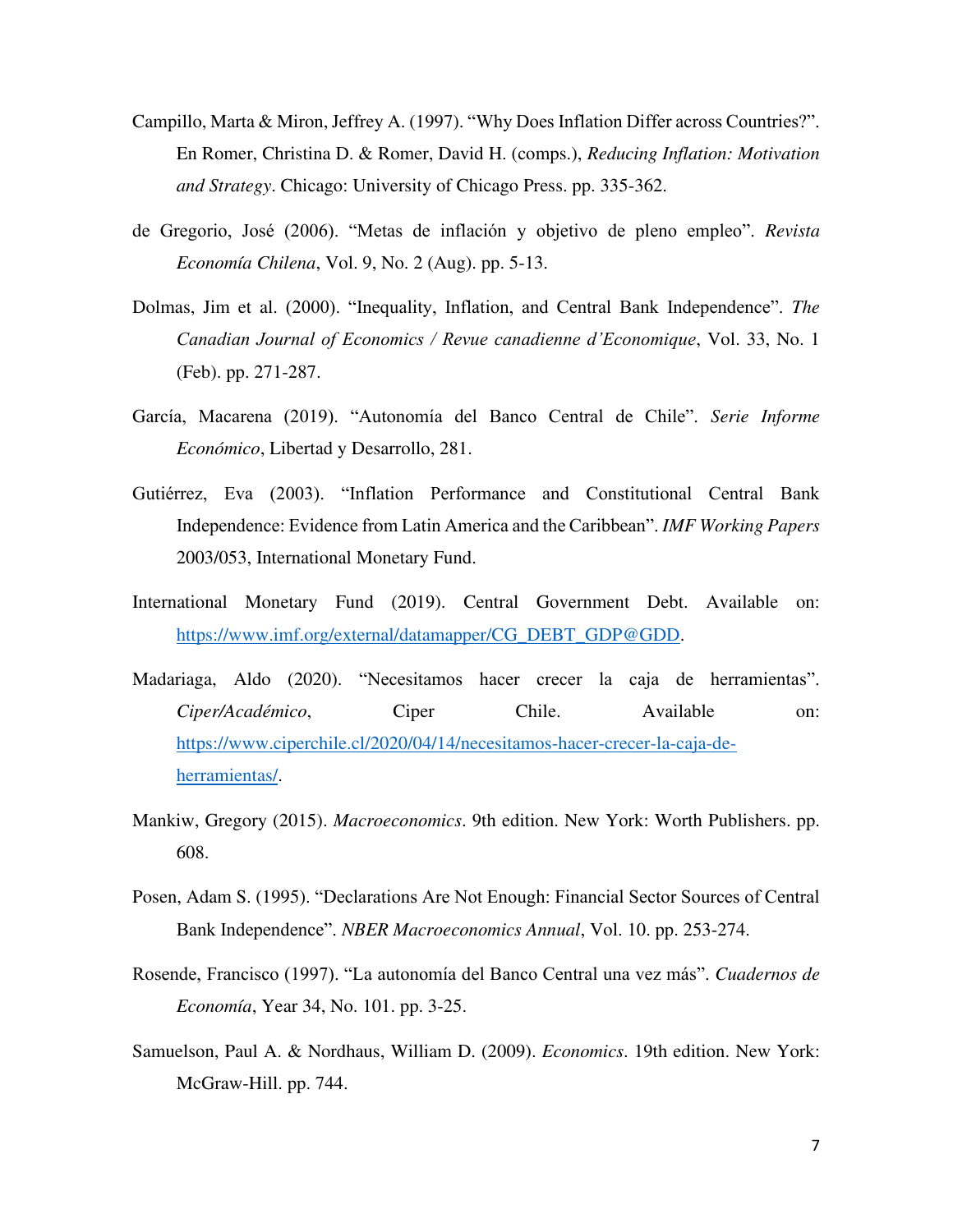Campillo, Marta & Miron, Jeffrey A. (1997). "Why Does Inflation Differ across Countries?". En Romer, Christina D. & Romer, David H. (comps.), *Reducing Inflation: Motivation and Strategy*. Chicago: University of Chicago Press. pp. 335-362.

de Gregorio, José (2006). "Metas de inflación y objetivo de pleno empleo". *Revista Economía Chilena*, Vol. 9, No. 2 (Aug). pp. 5-13.

Dolmas, Jim et al. (2000). "Inequality, Inflation, and Central Bank Independence". *The Canadian Journal of Economics / Revue canadienne d'Economique*, Vol. 33, No. 1 (Feb). pp. 271-287.

García, Macarena (2019). "Autonomía del Banco Central de Chile". *Serie Informe Económico*, Libertad y Desarrollo, 281.

Gutiérrez, Eva (2003). "Inflation Performance and Constitutional Central Bank Independence: Evidence from Latin America and the Caribbean". *IMF Working Papers* 2003/053, International Monetary Fund.

International Monetary Fund (2019). Central Government Debt. Available on: https://www.imf.org/external/datamapper/CG_DEBT_GDP@GDD.

Madariaga, Aldo (2020). "Necesitamos hacer crecer la caja de herramientas". *Ciper/Académico*, Ciper Chile. Available on: https://www.ciperchile.cl/2020/04/14/necesitamos-hacer-crecer-la-caja-de-herramientas/.

Mankiw, Gregory (2015). *Macroeconomics*. 9th edition. New York: Worth Publishers. pp. 608.

Posen, Adam S. (1995). "Declarations Are Not Enough: Financial Sector Sources of Central Bank Independence". *NBER Macroeconomics Annual*, Vol. 10. pp. 253-274.

Rosende, Francisco (1997). "La autonomía del Banco Central una vez más". *Cuadernos de Economía*, Year 34, No. 101. pp. 3-25.

Samuelson, Paul A. & Nordhaus, William D. (2009). *Economics*. 19th edition. New York: McGraw-Hill. pp. 744.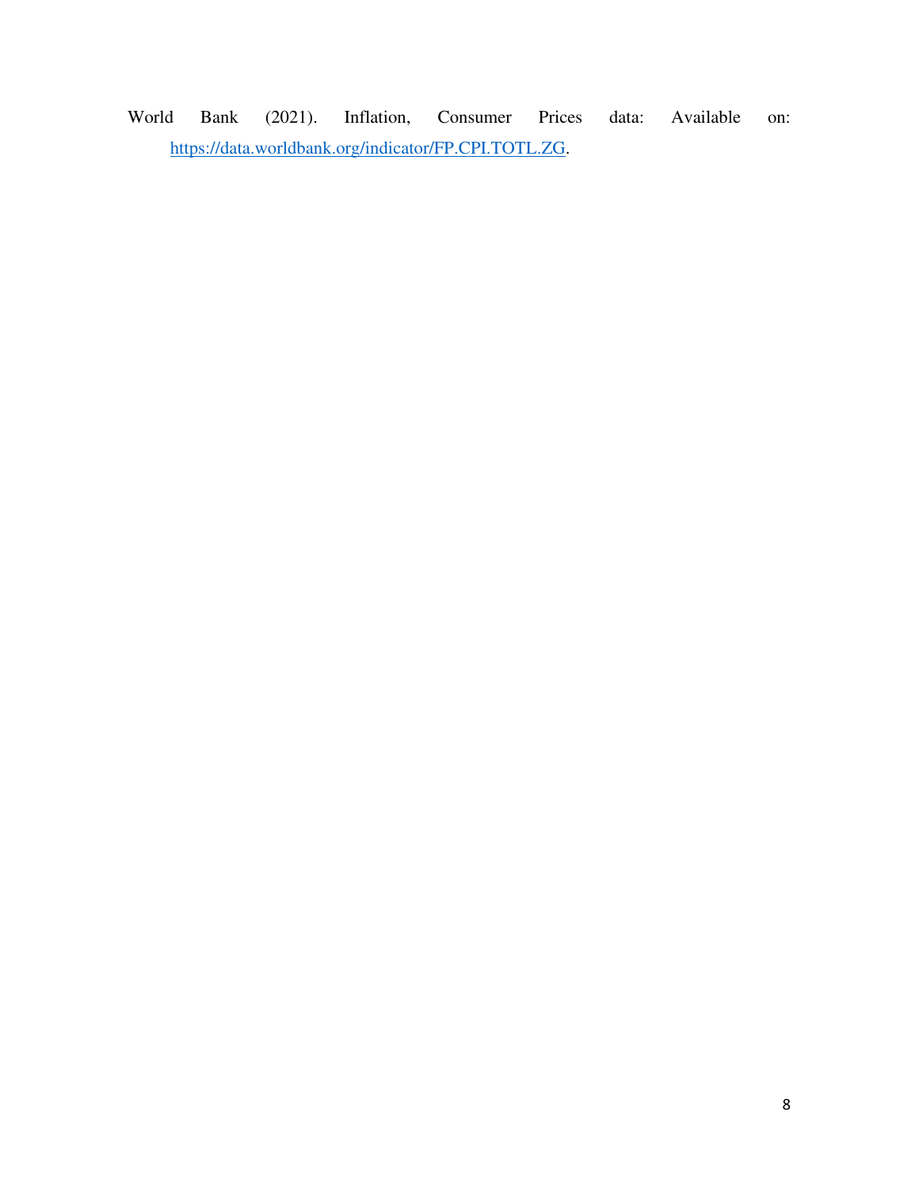World Bank (2021). Inflation, Consumer Prices data: Available on: https://data.worldbank.org/indicator/FP.CPI.TOTL.ZG.